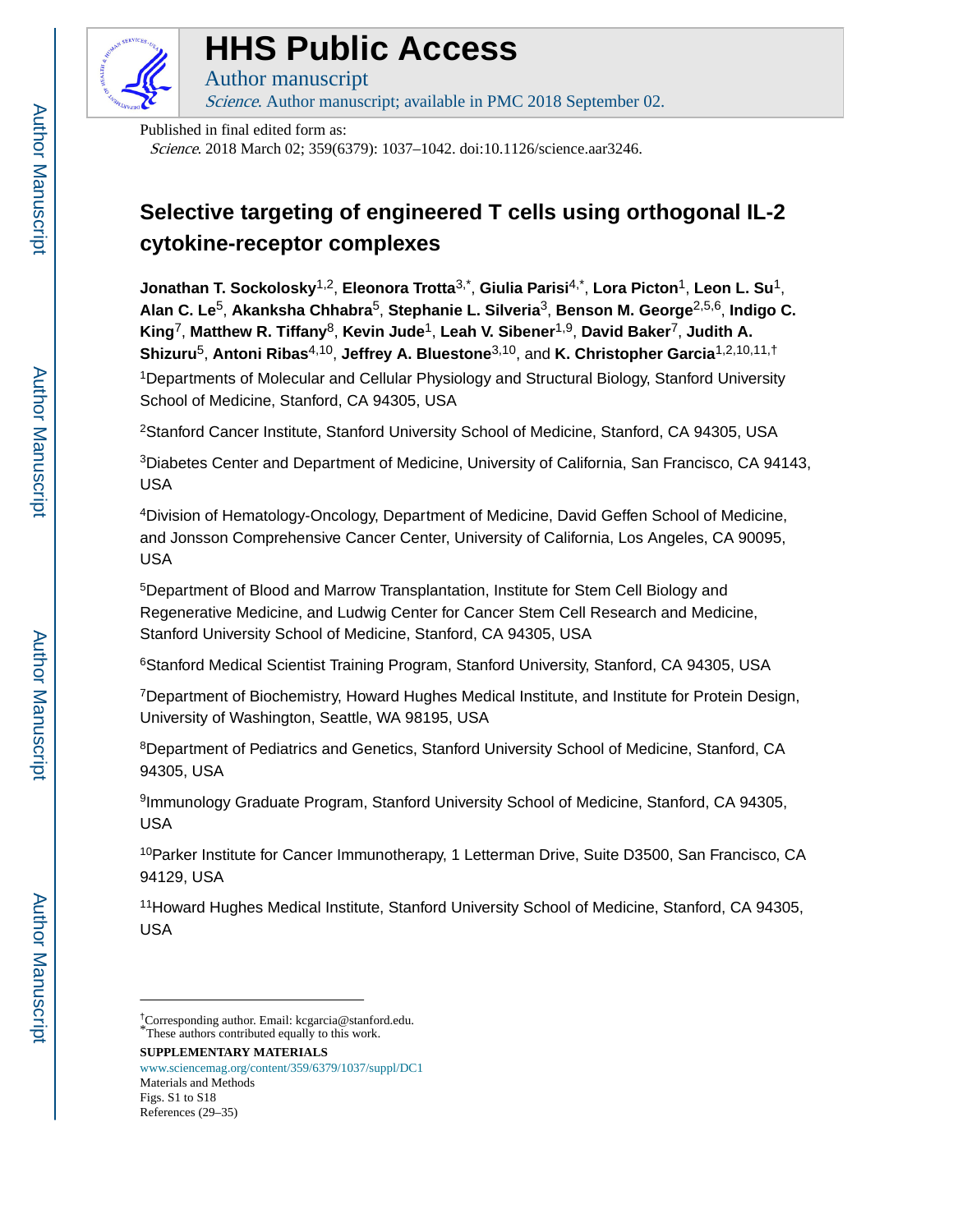# HHS Public Access

Author manuscript

*Science*. Author manuscript; available in PMC 2018 September 02.

Published in final edited form as:

*Science*. 2018 March 02; 359(6379): 1037–1042. doi:10.1126/science.aar3246.

## Selective targeting of engineered T cells using orthogonal IL-2 cytokine-receptor complexes

**Jonathan T. Sockolosky**[1,2], **Eleonora Trotta**[3,*], **Giulia Parisi**[4,*], **Lora Picton**[1], **Leon L. Su**[1], **Alan C. Le**[5], **Akanksha Chhabra**[5], **Stephanie L. Silveria**[3], **Benson M. George**[2,5,6], **Indigo C. King**[7], **Matthew R. Tiffany**[8], **Kevin Jude**[1], **Leah V. Sibener**[1,9], **David Baker**[7], **Judith A. Shizuru**[5], **Antoni Ribas**[4,10], **Jeffrey A. Bluestone**[3,10], and **K. Christopher Garcia**[1,2,10,11,†]

[1]Departments of Molecular and Cellular Physiology and Structural Biology, Stanford University School of Medicine, Stanford, CA 94305, USA

[2]Stanford Cancer Institute, Stanford University School of Medicine, Stanford, CA 94305, USA

[3]Diabetes Center and Department of Medicine, University of California, San Francisco, CA 94143, USA

[4]Division of Hematology-Oncology, Department of Medicine, David Geffen School of Medicine, and Jonsson Comprehensive Cancer Center, University of California, Los Angeles, CA 90095, USA

[5]Department of Blood and Marrow Transplantation, Institute for Stem Cell Biology and Regenerative Medicine, and Ludwig Center for Cancer Stem Cell Research and Medicine, Stanford University School of Medicine, Stanford, CA 94305, USA

[6]Stanford Medical Scientist Training Program, Stanford University, Stanford, CA 94305, USA

[7]Department of Biochemistry, Howard Hughes Medical Institute, and Institute for Protein Design, University of Washington, Seattle, WA 98195, USA

[8]Department of Pediatrics and Genetics, Stanford University School of Medicine, Stanford, CA 94305, USA

[9]Immunology Graduate Program, Stanford University School of Medicine, Stanford, CA 94305, USA

[10]Parker Institute for Cancer Immunotherapy, 1 Letterman Drive, Suite D3500, San Francisco, CA 94129, USA

[11]Howard Hughes Medical Institute, Stanford University School of Medicine, Stanford, CA 94305, USA

---

[†]Corresponding author. Email: kcgarcia@stanford.edu.
[*]These authors contributed equally to this work.

**SUPPLEMENTARY MATERIALS**

www.sciencemag.org/content/359/6379/1037/suppl/DC1

Materials and Methods

Figs. S1 to S18

References (29–35)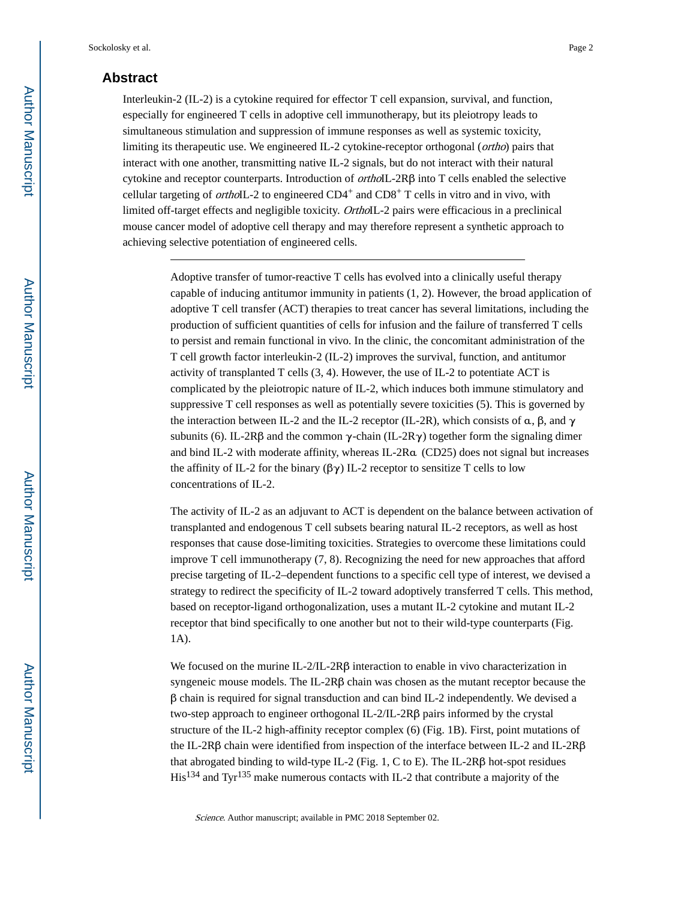## Abstract

Interleukin-2 (IL-2) is a cytokine required for effector T cell expansion, survival, and function, especially for engineered T cells in adoptive cell immunotherapy, but its pleiotropy leads to simultaneous stimulation and suppression of immune responses as well as systemic toxicity, limiting its therapeutic use. We engineered IL-2 cytokine-receptor orthogonal (*ortho*) pairs that interact with one another, transmitting native IL-2 signals, but do not interact with their natural cytokine and receptor counterparts. Introduction of *ortho*IL-2Rβ into T cells enabled the selective cellular targeting of *ortho*IL-2 to engineered $CD4^+$ and $CD8^+$ T cells in vitro and in vivo, with limited off-target effects and negligible toxicity. *Ortho*IL-2 pairs were efficacious in a preclinical mouse cancer model of adoptive cell therapy and may therefore represent a synthetic approach to achieving selective potentiation of engineered cells.

---

Adoptive transfer of tumor-reactive T cells has evolved into a clinically useful therapy capable of inducing antitumor immunity in patients (1, 2). However, the broad application of adoptive T cell transfer (ACT) therapies to treat cancer has several limitations, including the production of sufficient quantities of cells for infusion and the failure of transferred T cells to persist and remain functional in vivo. In the clinic, the concomitant administration of the T cell growth factor interleukin-2 (IL-2) improves the survival, function, and antitumor activity of transplanted T cells (3, 4). However, the use of IL-2 to potentiate ACT is complicated by the pleiotropic nature of IL-2, which induces both immune stimulatory and suppressive T cell responses as well as potentially severe toxicities (5). This is governed by the interaction between IL-2 and the IL-2 receptor (IL-2R), which consists of α, β, and γ subunits (6). IL-2Rβ and the common γ-chain (IL-2Rγ) together form the signaling dimer and bind IL-2 with moderate affinity, whereas IL-2Rα (CD25) does not signal but increases the affinity of IL-2 for the binary (βγ) IL-2 receptor to sensitize T cells to low concentrations of IL-2.

The activity of IL-2 as an adjuvant to ACT is dependent on the balance between activation of transplanted and endogenous T cell subsets bearing natural IL-2 receptors, as well as host responses that cause dose-limiting toxicities. Strategies to overcome these limitations could improve T cell immunotherapy (7, 8). Recognizing the need for new approaches that afford precise targeting of IL-2–dependent functions to a specific cell type of interest, we devised a strategy to redirect the specificity of IL-2 toward adoptively transferred T cells. This method, based on receptor-ligand orthogonalization, uses a mutant IL-2 cytokine and mutant IL-2 receptor that bind specifically to one another but not to their wild-type counterparts (Fig. 1A).

We focused on the murine IL-2/IL-2Rβ interaction to enable in vivo characterization in syngeneic mouse models. The IL-2Rβ chain was chosen as the mutant receptor because the β chain is required for signal transduction and can bind IL-2 independently. We devised a two-step approach to engineer orthogonal IL-2/IL-2Rβ pairs informed by the crystal structure of the IL-2 high-affinity receptor complex (6) (Fig. 1B). First, point mutations of the IL-2Rβ chain were identified from inspection of the interface between IL-2 and IL-2Rβ that abrogated binding to wild-type IL-2 (Fig. 1, C to E). The IL-2Rβ hot-spot residues $His^{134}$ and $Tyr^{135}$ make numerous contacts with IL-2 that contribute a majority of the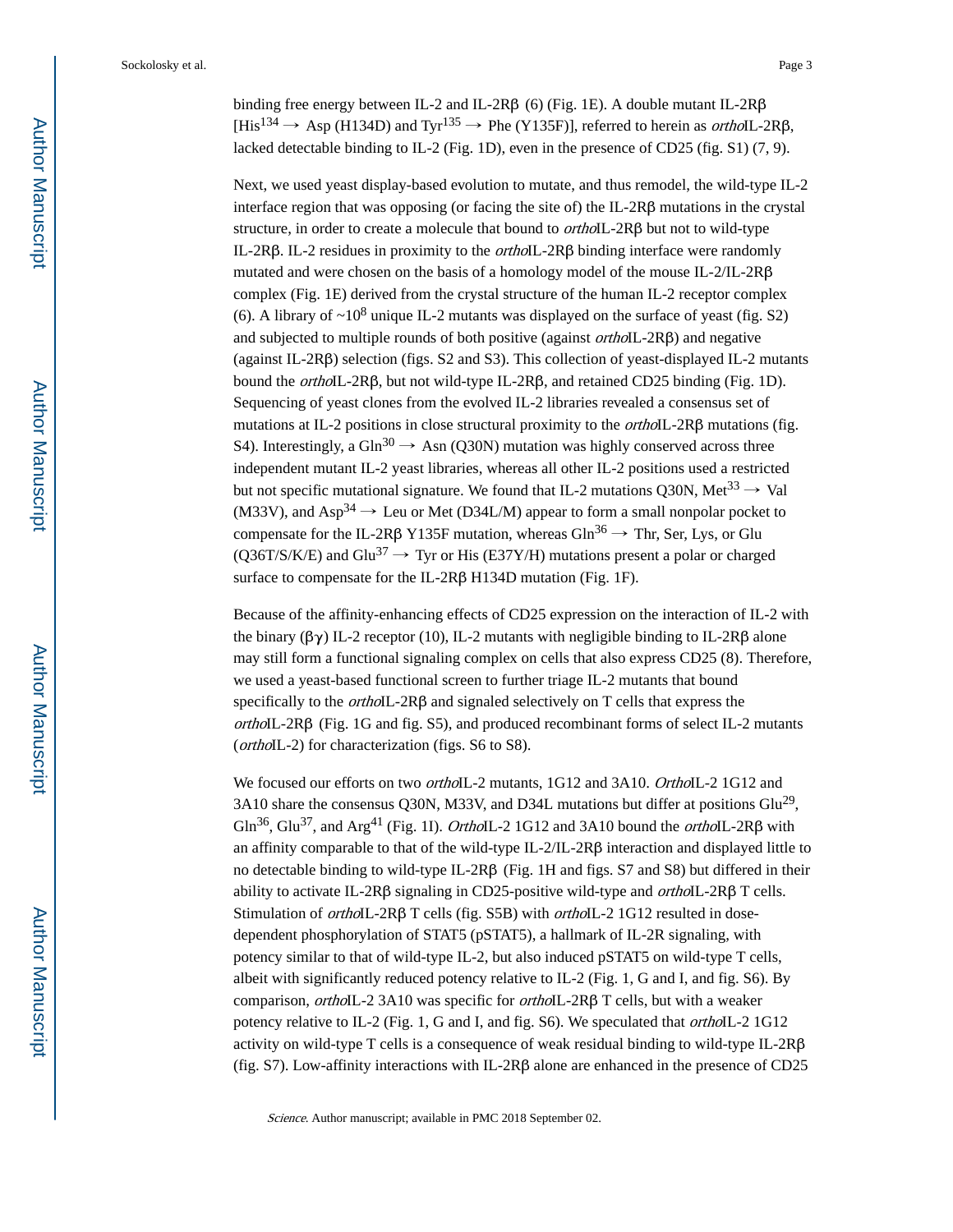binding free energy between IL-2 and IL-2Rβ (6) (Fig. 1E). A double mutant IL-2Rβ [His[134] → Asp (H134D) and Tyr[135] → Phe (Y135F)], referred to herein as *ortho*IL-2Rβ, lacked detectable binding to IL-2 (Fig. 1D), even in the presence of CD25 (fig. S1) (7, 9).

Next, we used yeast display-based evolution to mutate, and thus remodel, the wild-type IL-2 interface region that was opposing (or facing the site of) the IL-2Rβ mutations in the crystal structure, in order to create a molecule that bound to *ortho*IL-2Rβ but not to wild-type IL-2Rβ. IL-2 residues in proximity to the *ortho*IL-2Rβ binding interface were randomly mutated and were chosen on the basis of a homology model of the mouse IL-2/IL-2Rβ complex (Fig. 1E) derived from the crystal structure of the human IL-2 receptor complex (6). A library of ~$10^8$ unique IL-2 mutants was displayed on the surface of yeast (fig. S2) and subjected to multiple rounds of both positive (against *ortho*IL-2Rβ) and negative (against IL-2Rβ) selection (figs. S2 and S3). This collection of yeast-displayed IL-2 mutants bound the *ortho*IL-2Rβ, but not wild-type IL-2Rβ, and retained CD25 binding (Fig. 1D). Sequencing of yeast clones from the evolved IL-2 libraries revealed a consensus set of mutations at IL-2 positions in close structural proximity to the *ortho*IL-2Rβ mutations (fig. S4). Interestingly, a Gln[30] → Asn (Q30N) mutation was highly conserved across three independent mutant IL-2 yeast libraries, whereas all other IL-2 positions used a restricted but not specific mutational signature. We found that IL-2 mutations Q30N, Met[33] → Val (M33V), and Asp[34] → Leu or Met (D34L/M) appear to form a small nonpolar pocket to compensate for the IL-2Rβ Y135F mutation, whereas Gln[36] → Thr, Ser, Lys, or Glu (Q36T/S/K/E) and Glu[37] → Tyr or His (E37Y/H) mutations present a polar or charged surface to compensate for the IL-2Rβ H134D mutation (Fig. 1F).

Because of the affinity-enhancing effects of CD25 expression on the interaction of IL-2 with the binary (βγ) IL-2 receptor (10), IL-2 mutants with negligible binding to IL-2Rβ alone may still form a functional signaling complex on cells that also express CD25 (8). Therefore, we used a yeast-based functional screen to further triage IL-2 mutants that bound specifically to the *ortho*IL-2Rβ and signaled selectively on T cells that express the *ortho*IL-2Rβ (Fig. 1G and fig. S5), and produced recombinant forms of select IL-2 mutants (*ortho*IL-2) for characterization (figs. S6 to S8).

We focused our efforts on two *ortho*IL-2 mutants, 1G12 and 3A10. *Ortho*IL-2 1G12 and 3A10 share the consensus Q30N, M33V, and D34L mutations but differ at positions Glu[29], Gln[36], Glu[37], and Arg[41] (Fig. 1I). *Ortho*IL-2 1G12 and 3A10 bound the *ortho*IL-2Rβ with an affinity comparable to that of the wild-type IL-2/IL-2Rβ interaction and displayed little to no detectable binding to wild-type IL-2Rβ (Fig. 1H and figs. S7 and S8) but differed in their ability to activate IL-2Rβ signaling in CD25-positive wild-type and *ortho*IL-2Rβ T cells. Stimulation of *ortho*IL-2Rβ T cells (fig. S5B) with *ortho*IL-2 1G12 resulted in dose-dependent phosphorylation of STAT5 (pSTAT5), a hallmark of IL-2R signaling, with potency similar to that of wild-type IL-2, but also induced pSTAT5 on wild-type T cells, albeit with significantly reduced potency relative to IL-2 (Fig. 1, G and I, and fig. S6). By comparison, *ortho*IL-2 3A10 was specific for *ortho*IL-2Rβ T cells, but with a weaker potency relative to IL-2 (Fig. 1, G and I, and fig. S6). We speculated that *ortho*IL-2 1G12 activity on wild-type T cells is a consequence of weak residual binding to wild-type IL-2Rβ (fig. S7). Low-affinity interactions with IL-2Rβ alone are enhanced in the presence of CD25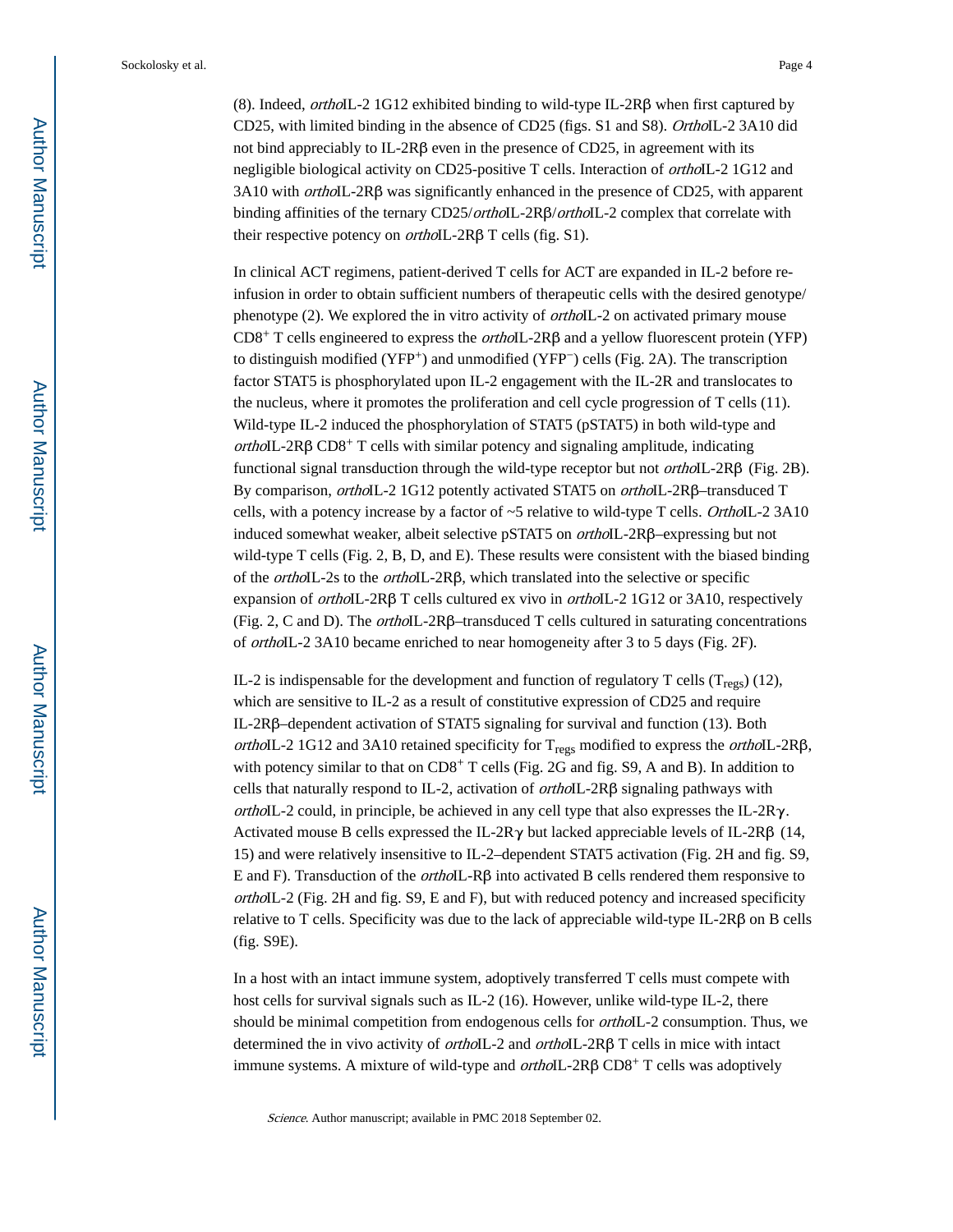(8). Indeed, *ortho*IL-2 1G12 exhibited binding to wild-type IL-2Rβ when first captured by CD25, with limited binding in the absence of CD25 (figs. S1 and S8). *Ortho*IL-2 3A10 did not bind appreciably to IL-2Rβ even in the presence of CD25, in agreement with its negligible biological activity on CD25-positive T cells. Interaction of *ortho*IL-2 1G12 and 3A10 with *ortho*IL-2Rβ was significantly enhanced in the presence of CD25, with apparent binding affinities of the ternary CD25/*ortho*IL-2Rβ/*ortho*IL-2 complex that correlate with their respective potency on *ortho*IL-2Rβ T cells (fig. S1).

In clinical ACT regimens, patient-derived T cells for ACT are expanded in IL-2 before re-infusion in order to obtain sufficient numbers of therapeutic cells with the desired genotype/phenotype (2). We explored the in vitro activity of *ortho*IL-2 on activated primary mouse $CD8^+$ T cells engineered to express the *ortho*IL-2Rβ and a yellow fluorescent protein (YFP) to distinguish modified ($YFP^+$) and unmodified ($YFP^-$) cells (Fig. 2A). The transcription factor STAT5 is phosphorylated upon IL-2 engagement with the IL-2R and translocates to the nucleus, where it promotes the proliferation and cell cycle progression of T cells (11). Wild-type IL-2 induced the phosphorylation of STAT5 (pSTAT5) in both wild-type and *ortho*IL-2Rβ $CD8^+$ T cells with similar potency and signaling amplitude, indicating functional signal transduction through the wild-type receptor but not *ortho*IL-2Rβ (Fig. 2B). By comparison, *ortho*IL-2 1G12 potently activated STAT5 on *ortho*IL-2Rβ–transduced T cells, with a potency increase by a factor of ~5 relative to wild-type T cells. *Ortho*IL-2 3A10 induced somewhat weaker, albeit selective pSTAT5 on *ortho*IL-2Rβ–expressing but not wild-type T cells (Fig. 2, B, D, and E). These results were consistent with the biased binding of the *ortho*IL-2s to the *ortho*IL-2Rβ, which translated into the selective or specific expansion of *ortho*IL-2Rβ T cells cultured ex vivo in *ortho*IL-2 1G12 or 3A10, respectively (Fig. 2, C and D). The *ortho*IL-2Rβ–transduced T cells cultured in saturating concentrations of *ortho*IL-2 3A10 became enriched to near homogeneity after 3 to 5 days (Fig. 2F).

IL-2 is indispensable for the development and function of regulatory T cells ($T_{regs}$) (12), which are sensitive to IL-2 as a result of constitutive expression of CD25 and require IL-2Rβ–dependent activation of STAT5 signaling for survival and function (13). Both *ortho*IL-2 1G12 and 3A10 retained specificity for $T_{regs}$ modified to express the *ortho*IL-2Rβ, with potency similar to that on $CD8^+$ T cells (Fig. 2G and fig. S9, A and B). In addition to cells that naturally respond to IL-2, activation of *ortho*IL-2Rβ signaling pathways with *ortho*IL-2 could, in principle, be achieved in any cell type that also expresses the IL-2Rγ. Activated mouse B cells expressed the IL-2Rγ but lacked appreciable levels of IL-2Rβ (14, 15) and were relatively insensitive to IL-2–dependent STAT5 activation (Fig. 2H and fig. S9, E and F). Transduction of the *ortho*IL-Rβ into activated B cells rendered them responsive to *ortho*IL-2 (Fig. 2H and fig. S9, E and F), but with reduced potency and increased specificity relative to T cells. Specificity was due to the lack of appreciable wild-type IL-2Rβ on B cells (fig. S9E).

In a host with an intact immune system, adoptively transferred T cells must compete with host cells for survival signals such as IL-2 (16). However, unlike wild-type IL-2, there should be minimal competition from endogenous cells for *ortho*IL-2 consumption. Thus, we determined the in vivo activity of *ortho*IL-2 and *ortho*IL-2Rβ T cells in mice with intact immune systems. A mixture of wild-type and *ortho*IL-2Rβ $CD8^+$ T cells was adoptively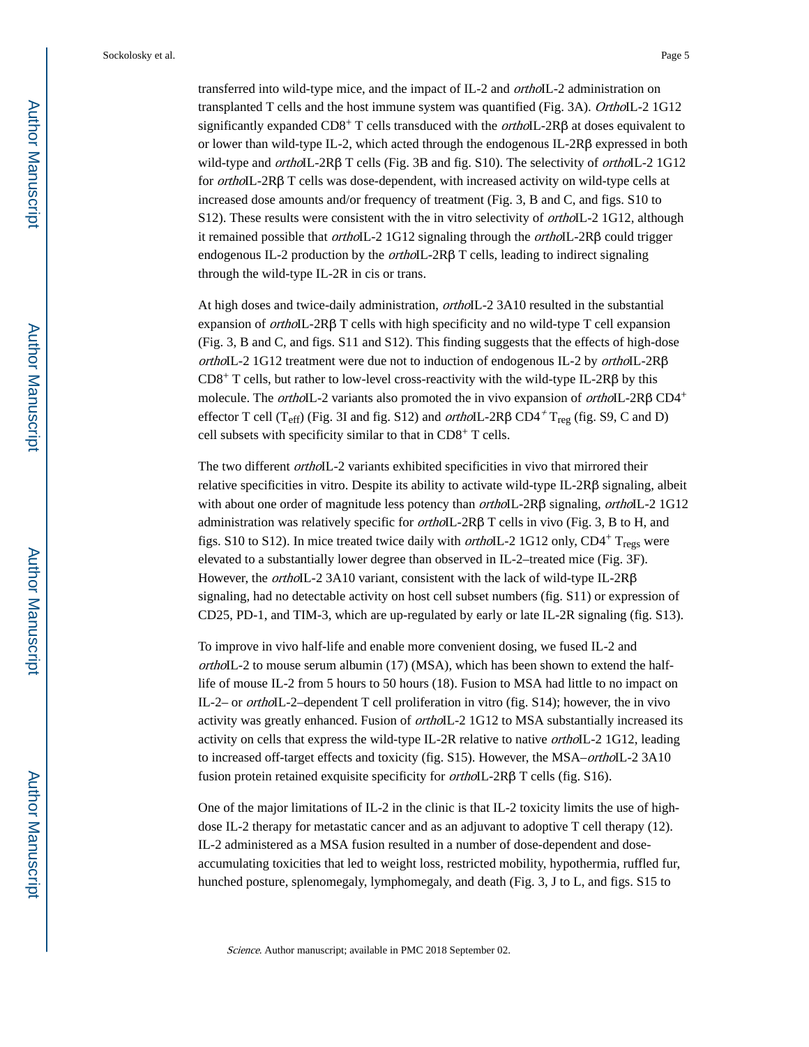transferred into wild-type mice, and the impact of IL-2 and *ortho*IL-2 administration on transplanted T cells and the host immune system was quantified (Fig. 3A). *Ortho*IL-2 1G12 significantly expanded $CD8^+$ T cells transduced with the *ortho*IL-2Rβ at doses equivalent to or lower than wild-type IL-2, which acted through the endogenous IL-2Rβ expressed in both wild-type and *ortho*IL-2Rβ T cells (Fig. 3B and fig. S10). The selectivity of *ortho*IL-2 1G12 for *ortho*IL-2Rβ T cells was dose-dependent, with increased activity on wild-type cells at increased dose amounts and/or frequency of treatment (Fig. 3, B and C, and figs. S10 to S12). These results were consistent with the in vitro selectivity of *ortho*IL-2 1G12, although it remained possible that *ortho*IL-2 1G12 signaling through the *ortho*IL-2Rβ could trigger endogenous IL-2 production by the *ortho*IL-2Rβ T cells, leading to indirect signaling through the wild-type IL-2R in cis or trans.

At high doses and twice-daily administration, *ortho*IL-2 3A10 resulted in the substantial expansion of *ortho*IL-2Rβ T cells with high specificity and no wild-type T cell expansion (Fig. 3, B and C, and figs. S11 and S12). This finding suggests that the effects of high-dose *ortho*IL-2 1G12 treatment were due not to induction of endogenous IL-2 by *ortho*IL-2Rβ $CD8^+$ T cells, but rather to low-level cross-reactivity with the wild-type IL-2Rβ by this molecule. The *ortho*IL-2 variants also promoted the in vivo expansion of *ortho*IL-2Rβ $CD4^+$ effector T cell ($T_{eff}$) (Fig. 3I and fig. S12) and *ortho*IL-2Rβ $CD4^+$ $T_{reg}$ (fig. S9, C and D) cell subsets with specificity similar to that in $CD8^+$ T cells.

The two different *ortho*IL-2 variants exhibited specificities in vivo that mirrored their relative specificities in vitro. Despite its ability to activate wild-type IL-2Rβ signaling, albeit with about one order of magnitude less potency than *ortho*IL-2Rβ signaling, *ortho*IL-2 1G12 administration was relatively specific for *ortho*IL-2Rβ T cells in vivo (Fig. 3, B to H, and figs. S10 to S12). In mice treated twice daily with *ortho*IL-2 1G12 only, $CD4^+$ $T_{regs}$ were elevated to a substantially lower degree than observed in IL-2–treated mice (Fig. 3F). However, the *ortho*IL-2 3A10 variant, consistent with the lack of wild-type IL-2Rβ signaling, had no detectable activity on host cell subset numbers (fig. S11) or expression of CD25, PD-1, and TIM-3, which are up-regulated by early or late IL-2R signaling (fig. S13).

To improve in vivo half-life and enable more convenient dosing, we fused IL-2 and *ortho*IL-2 to mouse serum albumin (17) (MSA), which has been shown to extend the half-life of mouse IL-2 from 5 hours to 50 hours (18). Fusion to MSA had little to no impact on IL-2– or *ortho*IL-2–dependent T cell proliferation in vitro (fig. S14); however, the in vivo activity was greatly enhanced. Fusion of *ortho*IL-2 1G12 to MSA substantially increased its activity on cells that express the wild-type IL-2R relative to native *ortho*IL-2 1G12, leading to increased off-target effects and toxicity (fig. S15). However, the MSA–*ortho*IL-2 3A10 fusion protein retained exquisite specificity for *ortho*IL-2Rβ T cells (fig. S16).

One of the major limitations of IL-2 in the clinic is that IL-2 toxicity limits the use of high-dose IL-2 therapy for metastatic cancer and as an adjuvant to adoptive T cell therapy (12). IL-2 administered as a MSA fusion resulted in a number of dose-dependent and dose-accumulating toxicities that led to weight loss, restricted mobility, hypothermia, ruffled fur, hunched posture, splenomegaly, lymphomegaly, and death (Fig. 3, J to L, and figs. S15 to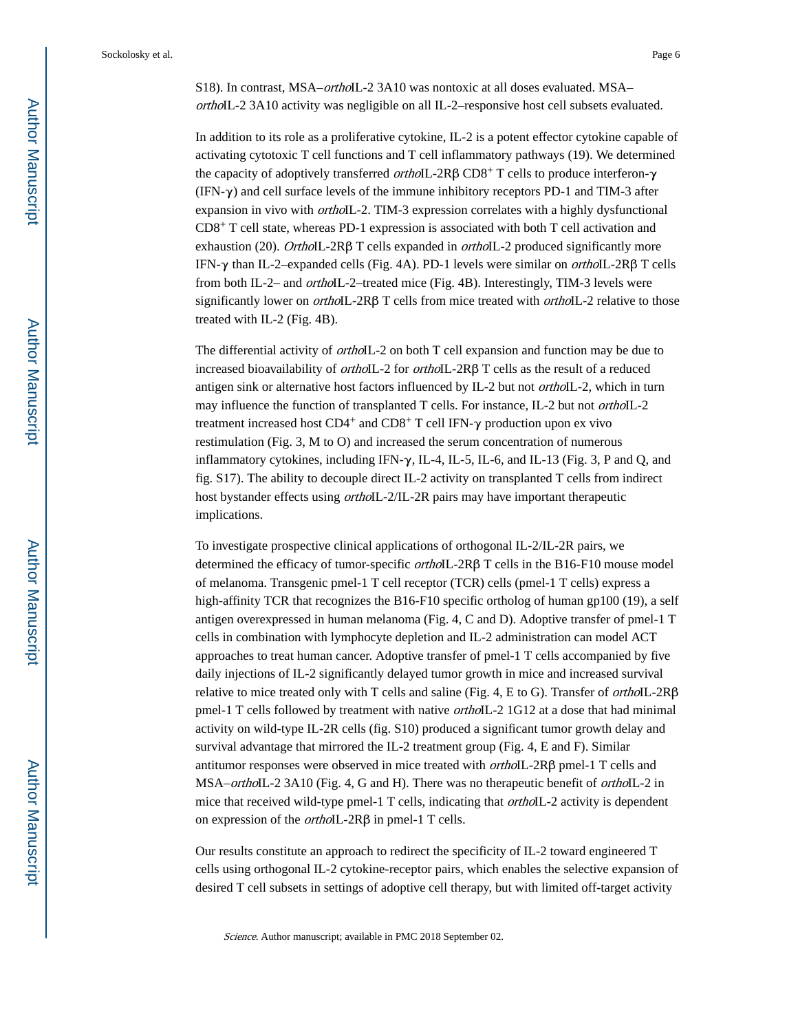S18). In contrast, MSA–*ortho*IL-2 3A10 was nontoxic at all doses evaluated. MSA–*ortho*IL-2 3A10 activity was negligible on all IL-2–responsive host cell subsets evaluated.

In addition to its role as a proliferative cytokine, IL-2 is a potent effector cytokine capable of activating cytotoxic T cell functions and T cell inflammatory pathways (19). We determined the capacity of adoptively transferred *ortho*IL-2Rβ CD8$^+$ T cells to produce interferon-γ (IFN-γ) and cell surface levels of the immune inhibitory receptors PD-1 and TIM-3 after expansion in vivo with *ortho*IL-2. TIM-3 expression correlates with a highly dysfunctional CD8$^+$ T cell state, whereas PD-1 expression is associated with both T cell activation and exhaustion (20). *Ortho*IL-2Rβ T cells expanded in *ortho*IL-2 produced significantly more IFN-γ than IL-2–expanded cells (Fig. 4A). PD-1 levels were similar on *ortho*IL-2Rβ T cells from both IL-2– and *ortho*IL-2–treated mice (Fig. 4B). Interestingly, TIM-3 levels were significantly lower on *ortho*IL-2Rβ T cells from mice treated with *ortho*IL-2 relative to those treated with IL-2 (Fig. 4B).

The differential activity of *ortho*IL-2 on both T cell expansion and function may be due to increased bioavailability of *ortho*IL-2 for *ortho*IL-2Rβ T cells as the result of a reduced antigen sink or alternative host factors influenced by IL-2 but not *ortho*IL-2, which in turn may influence the function of transplanted T cells. For instance, IL-2 but not *ortho*IL-2 treatment increased host CD4$^+$ and CD8$^+$ T cell IFN-γ production upon ex vivo restimulation (Fig. 3, M to O) and increased the serum concentration of numerous inflammatory cytokines, including IFN-γ, IL-4, IL-5, IL-6, and IL-13 (Fig. 3, P and Q, and fig. S17). The ability to decouple direct IL-2 activity on transplanted T cells from indirect host bystander effects using *ortho*IL-2/IL-2R pairs may have important therapeutic implications.

To investigate prospective clinical applications of orthogonal IL-2/IL-2R pairs, we determined the efficacy of tumor-specific *ortho*IL-2Rβ T cells in the B16-F10 mouse model of melanoma. Transgenic pmel-1 T cell receptor (TCR) cells (pmel-1 T cells) express a high-affinity TCR that recognizes the B16-F10 specific ortholog of human gp100 (19), a self antigen overexpressed in human melanoma (Fig. 4, C and D). Adoptive transfer of pmel-1 T cells in combination with lymphocyte depletion and IL-2 administration can model ACT approaches to treat human cancer. Adoptive transfer of pmel-1 T cells accompanied by five daily injections of IL-2 significantly delayed tumor growth in mice and increased survival relative to mice treated only with T cells and saline (Fig. 4, E to G). Transfer of *ortho*IL-2Rβ pmel-1 T cells followed by treatment with native *ortho*IL-2 1G12 at a dose that had minimal activity on wild-type IL-2R cells (fig. S10) produced a significant tumor growth delay and survival advantage that mirrored the IL-2 treatment group (Fig. 4, E and F). Similar antitumor responses were observed in mice treated with *ortho*IL-2Rβ pmel-1 T cells and MSA–*ortho*IL-2 3A10 (Fig. 4, G and H). There was no therapeutic benefit of *ortho*IL-2 in mice that received wild-type pmel-1 T cells, indicating that *ortho*IL-2 activity is dependent on expression of the *ortho*IL-2Rβ in pmel-1 T cells.

Our results constitute an approach to redirect the specificity of IL-2 toward engineered T cells using orthogonal IL-2 cytokine-receptor pairs, which enables the selective expansion of desired T cell subsets in settings of adoptive cell therapy, but with limited off-target activity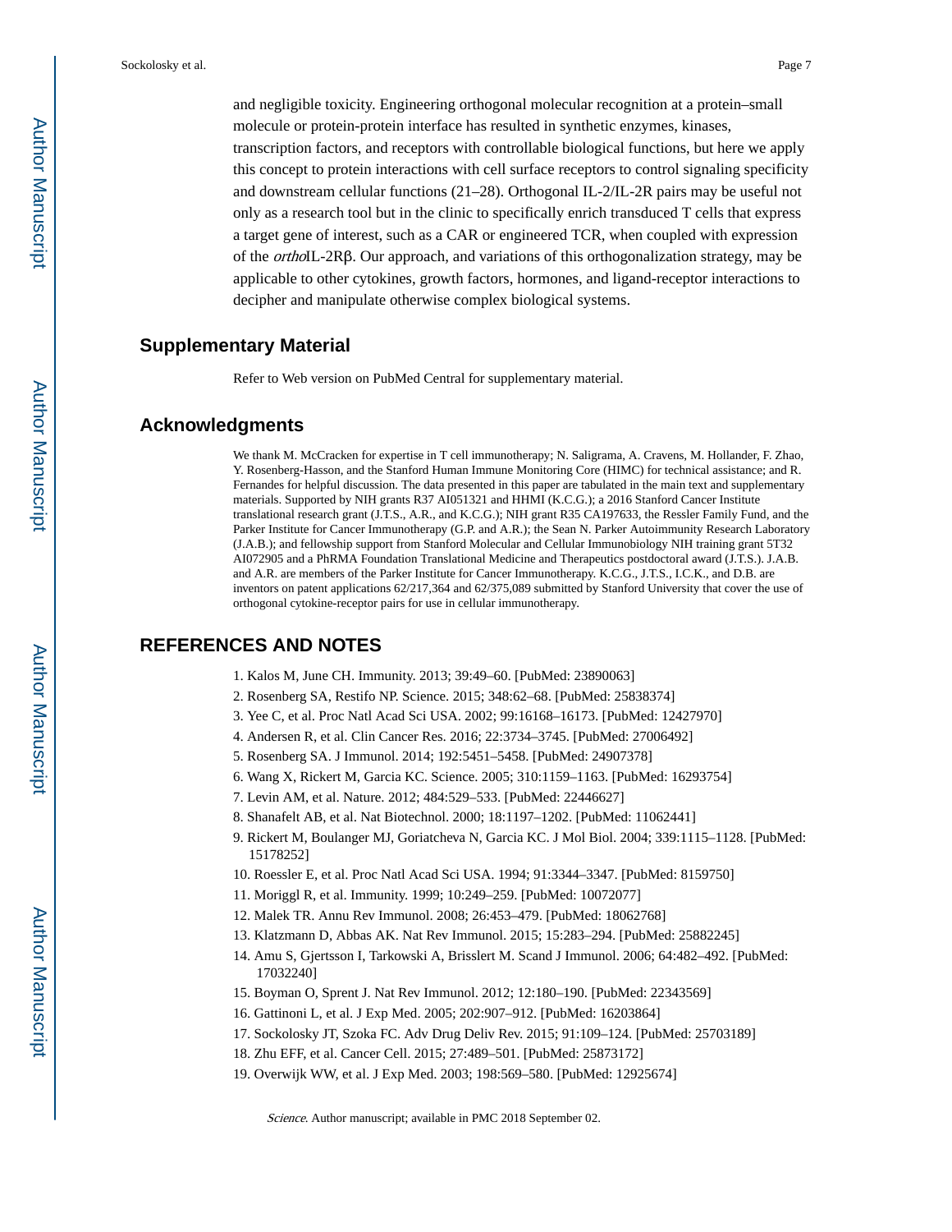and negligible toxicity. Engineering orthogonal molecular recognition at a protein–small molecule or protein-protein interface has resulted in synthetic enzymes, kinases, transcription factors, and receptors with controllable biological functions, but here we apply this concept to protein interactions with cell surface receptors to control signaling specificity and downstream cellular functions (21–28). Orthogonal IL-2/IL-2R pairs may be useful not only as a research tool but in the clinic to specifically enrich transduced T cells that express a target gene of interest, such as a CAR or engineered TCR, when coupled with expression of the *ortho*IL-2Rβ. Our approach, and variations of this orthogonalization strategy, may be applicable to other cytokines, growth factors, hormones, and ligand-receptor interactions to decipher and manipulate otherwise complex biological systems.

## Supplementary Material

Refer to Web version on PubMed Central for supplementary material.

## Acknowledgments

We thank M. McCracken for expertise in T cell immunotherapy; N. Saligrama, A. Cravens, M. Hollander, F. Zhao, Y. Rosenberg-Hasson, and the Stanford Human Immune Monitoring Core (HIMC) for technical assistance; and R. Fernandes for helpful discussion. The data presented in this paper are tabulated in the main text and supplementary materials. Supported by NIH grants R37 AI051321 and HHMI (K.C.G.); a 2016 Stanford Cancer Institute translational research grant (J.T.S., A.R., and K.C.G.); NIH grant R35 CA197633, the Ressler Family Fund, and the Parker Institute for Cancer Immunotherapy (G.P. and A.R.); the Sean N. Parker Autoimmunity Research Laboratory (J.A.B.); and fellowship support from Stanford Molecular and Cellular Immunobiology NIH training grant 5T32 AI072905 and a PhRMA Foundation Translational Medicine and Therapeutics postdoctoral award (J.T.S.). J.A.B. and A.R. are members of the Parker Institute for Cancer Immunotherapy. K.C.G., J.T.S., I.C.K., and D.B. are inventors on patent applications 62/217,364 and 62/375,089 submitted by Stanford University that cover the use of orthogonal cytokine-receptor pairs for use in cellular immunotherapy.

## REFERENCES AND NOTES

1. Kalos M, June CH. Immunity. 2013; 39:49–60. [PubMed: 23890063]
2. Rosenberg SA, Restifo NP. Science. 2015; 348:62–68. [PubMed: 25838374]
3. Yee C, et al. Proc Natl Acad Sci USA. 2002; 99:16168–16173. [PubMed: 12427970]
4. Andersen R, et al. Clin Cancer Res. 2016; 22:3734–3745. [PubMed: 27006492]
5. Rosenberg SA. J Immunol. 2014; 192:5451–5458. [PubMed: 24907378]
6. Wang X, Rickert M, Garcia KC. Science. 2005; 310:1159–1163. [PubMed: 16293754]
7. Levin AM, et al. Nature. 2012; 484:529–533. [PubMed: 22446627]
8. Shanafelt AB, et al. Nat Biotechnol. 2000; 18:1197–1202. [PubMed: 11062441]
9. Rickert M, Boulanger MJ, Goriatcheva N, Garcia KC. J Mol Biol. 2004; 339:1115–1128. [PubMed: 15178252]
10. Roessler E, et al. Proc Natl Acad Sci USA. 1994; 91:3344–3347. [PubMed: 8159750]
11. Moriggl R, et al. Immunity. 1999; 10:249–259. [PubMed: 10072077]
12. Malek TR. Annu Rev Immunol. 2008; 26:453–479. [PubMed: 18062768]
13. Klatzmann D, Abbas AK. Nat Rev Immunol. 2015; 15:283–294. [PubMed: 25882245]
14. Amu S, Gjertsson I, Tarkowski A, Brisslert M. Scand J Immunol. 2006; 64:482–492. [PubMed: 17032240]
15. Boyman O, Sprent J. Nat Rev Immunol. 2012; 12:180–190. [PubMed: 22343569]
16. Gattinoni L, et al. J Exp Med. 2005; 202:907–912. [PubMed: 16203864]
17. Sockolosky JT, Szoka FC. Adv Drug Deliv Rev. 2015; 91:109–124. [PubMed: 25703189]
18. Zhu EFF, et al. Cancer Cell. 2015; 27:489–501. [PubMed: 25873172]
19. Overwijk WW, et al. J Exp Med. 2003; 198:569–580. [PubMed: 12925674]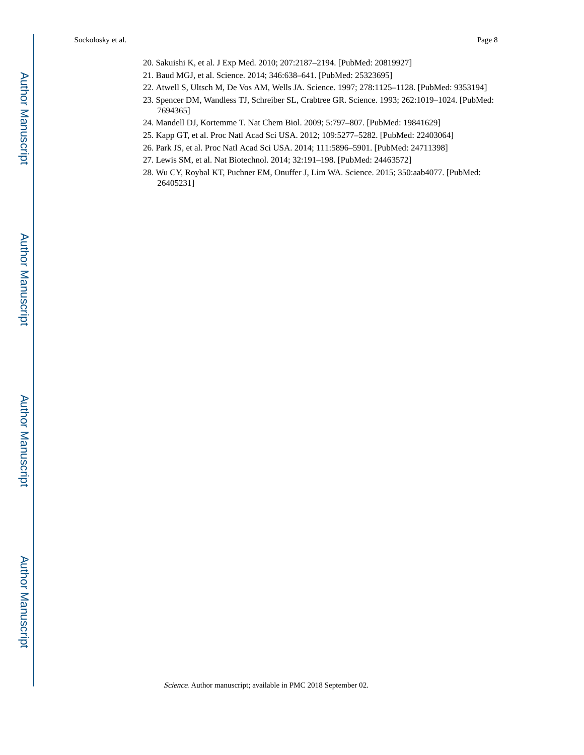20. Sakuishi K, et al. J Exp Med. 2010; 207:2187–2194. [PubMed: 20819927]
21. Baud MGJ, et al. Science. 2014; 346:638–641. [PubMed: 25323695]
22. Atwell S, Ultsch M, De Vos AM, Wells JA. Science. 1997; 278:1125–1128. [PubMed: 9353194]
23. Spencer DM, Wandless TJ, Schreiber SL, Crabtree GR. Science. 1993; 262:1019–1024. [PubMed: 7694365]
24. Mandell DJ, Kortemme T. Nat Chem Biol. 2009; 5:797–807. [PubMed: 19841629]
25. Kapp GT, et al. Proc Natl Acad Sci USA. 2012; 109:5277–5282. [PubMed: 22403064]
26. Park JS, et al. Proc Natl Acad Sci USA. 2014; 111:5896–5901. [PubMed: 24711398]
27. Lewis SM, et al. Nat Biotechnol. 2014; 32:191–198. [PubMed: 24463572]
28. Wu CY, Roybal KT, Puchner EM, Onuffer J, Lim WA. Science. 2015; 350:aab4077. [PubMed: 26405231]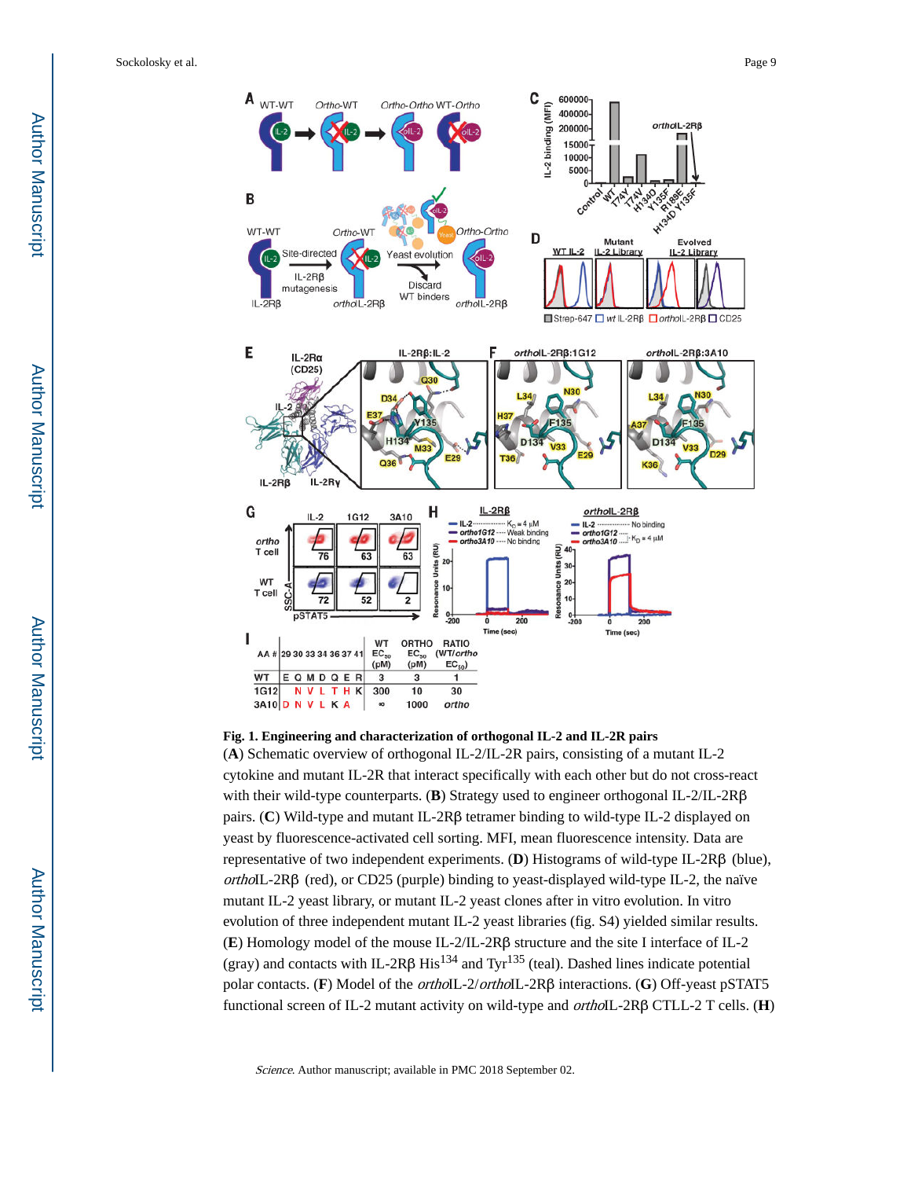**Fig. 1. Engineering and characterization of orthogonal IL-2 and IL-2R pairs**

(**A**) Schematic overview of orthogonal IL-2/IL-2R pairs, consisting of a mutant IL-2 cytokine and mutant IL-2R that interact specifically with each other but do not cross-react with their wild-type counterparts. (**B**) Strategy used to engineer orthogonal IL-2/IL-2Rβ pairs. (**C**) Wild-type and mutant IL-2Rβ tetramer binding to wild-type IL-2 displayed on yeast by fluorescence-activated cell sorting. MFI, mean fluorescence intensity. Data are representative of two independent experiments. (**D**) Histograms of wild-type IL-2Rβ (blue), *ortho*IL-2Rβ (red), or CD25 (purple) binding to yeast-displayed wild-type IL-2, the naïve mutant IL-2 yeast library, or mutant IL-2 yeast clones after in vitro evolution. In vitro evolution of three independent mutant IL-2 yeast libraries (fig. S4) yielded similar results. (**E**) Homology model of the mouse IL-2/IL-2Rβ structure and the site I interface of IL-2 (gray) and contacts with IL-2Rβ His[134] and Tyr[135] (teal). Dashed lines indicate potential polar contacts. (**F**) Model of the *ortho*IL-2/*ortho*IL-2Rβ interactions. (**G**) Off-yeast pSTAT5 functional screen of IL-2 mutant activity on wild-type and *ortho*IL-2Rβ CTLL-2 T cells. (**H**)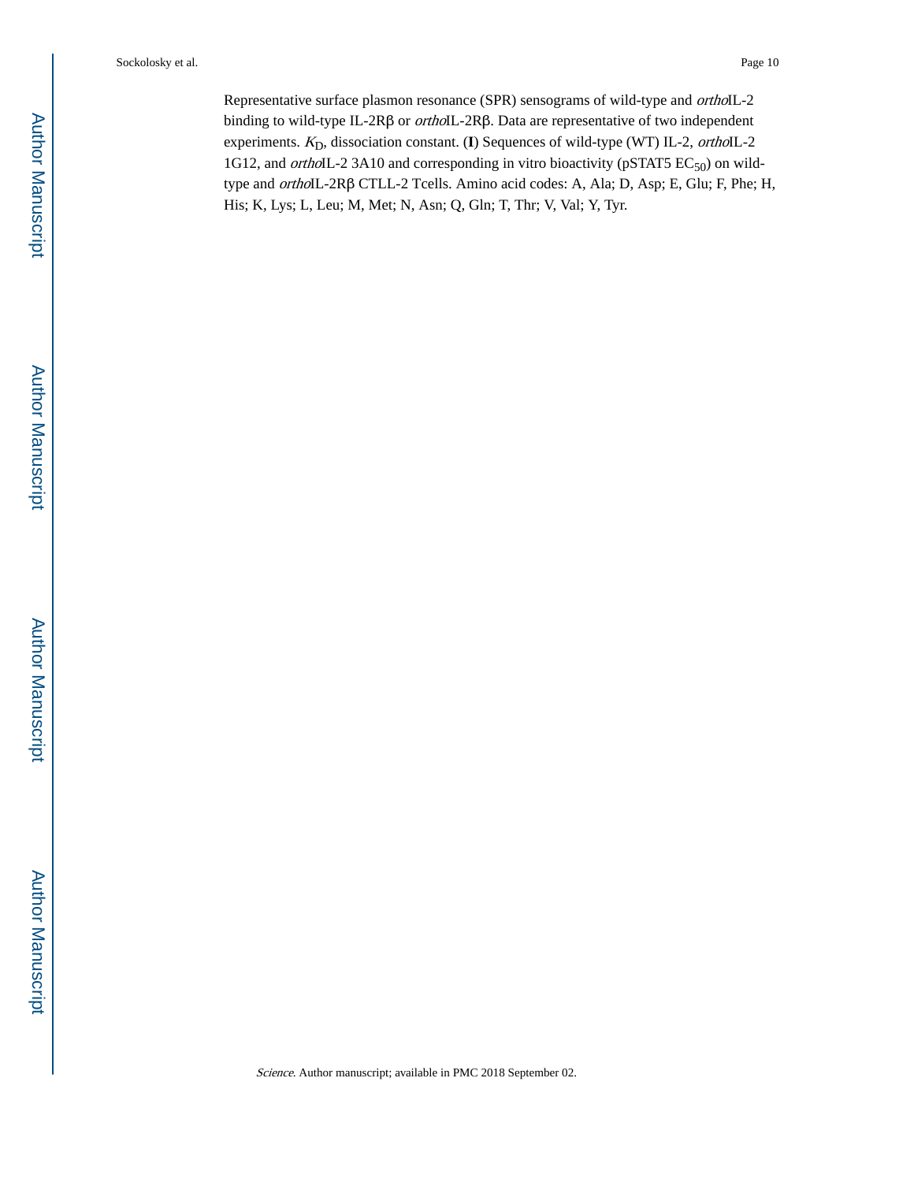Representative surface plasmon resonance (SPR) sensograms of wild-type and *ortho*IL-2 binding to wild-type IL-2Rβ or *ortho*IL-2Rβ. Data are representative of two independent experiments. $K_D$, dissociation constant. (**I**) Sequences of wild-type (WT) IL-2, *ortho*IL-2 1G12, and *ortho*IL-2 3A10 and corresponding in vitro bioactivity (pSTAT5 $EC_{50}$) on wild-type and *ortho*IL-2Rβ CTLL-2 Tcells. Amino acid codes: A, Ala; D, Asp; E, Glu; F, Phe; H, His; K, Lys; L, Leu; M, Met; N, Asn; Q, Gln; T, Thr; V, Val; Y, Tyr.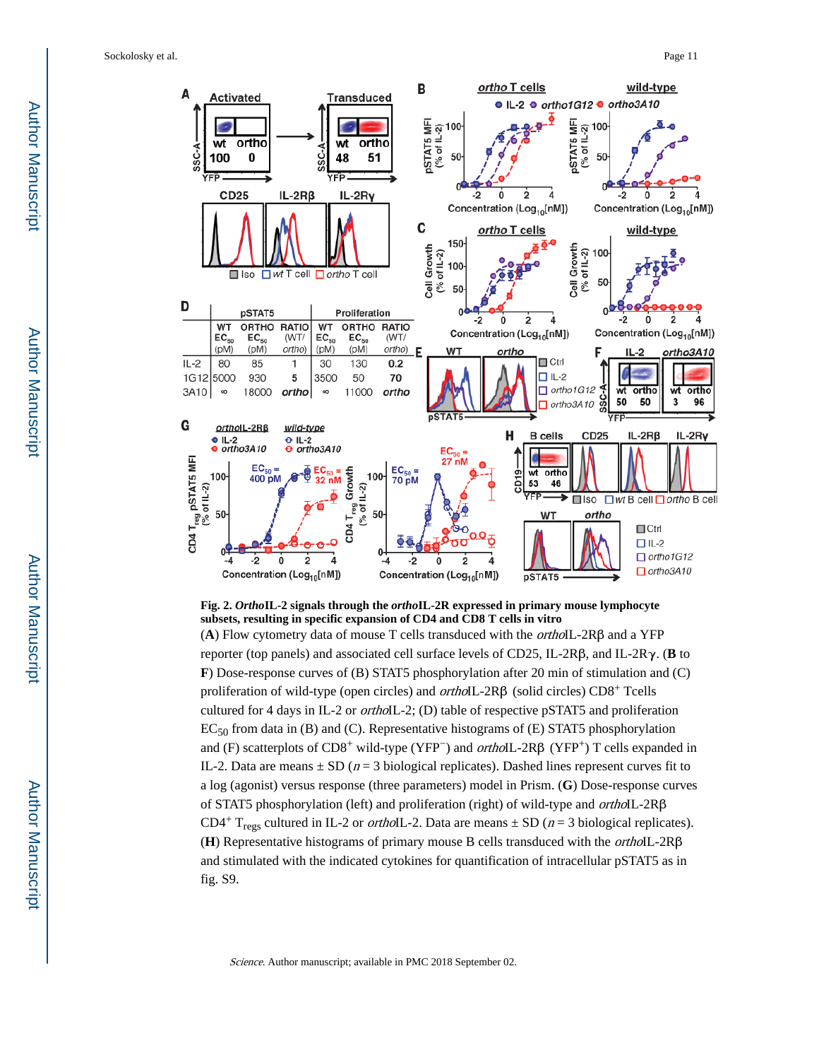**Fig. 2. *Ortho*IL-2 signals through the *ortho*IL-2R expressed in primary mouse lymphocyte subsets, resulting in specific expansion of CD4 and CD8 T cells in vitro**

(**A**) Flow cytometry data of mouse T cells transduced with the *ortho*IL-2Rβ and a YFP reporter (top panels) and associated cell surface levels of CD25, IL-2Rβ, and IL-2Rγ. (**B** to **F**) Dose-response curves of (B) STAT5 phosphorylation after 20 min of stimulation and (C) proliferation of wild-type (open circles) and *ortho*IL-2Rβ (solid circles) $CD8^+$ Tcells cultured for 4 days in IL-2 or *ortho*IL-2; (D) table of respective pSTAT5 and proliferation $EC_{50}$ from data in (B) and (C). Representative histograms of (E) STAT5 phosphorylation and (F) scatterplots of $CD8^+$ wild-type ($YFP^-$) and *ortho*IL-2Rβ ($YFP^+$) T cells expanded in IL-2. Data are means ± SD ($n = 3$ biological replicates). Dashed lines represent curves fit to a log (agonist) versus response (three parameters) model in Prism. (**G**) Dose-response curves of STAT5 phosphorylation (left) and proliferation (right) of wild-type and *ortho*IL-2Rβ $CD4^+$ $T_{regs}$ cultured in IL-2 or *ortho*IL-2. Data are means ± SD ($n = 3$ biological replicates). (**H**) Representative histograms of primary mouse B cells transduced with the *ortho*IL-2Rβ and stimulated with the indicated cytokines for quantification of intracellular pSTAT5 as in fig. S9.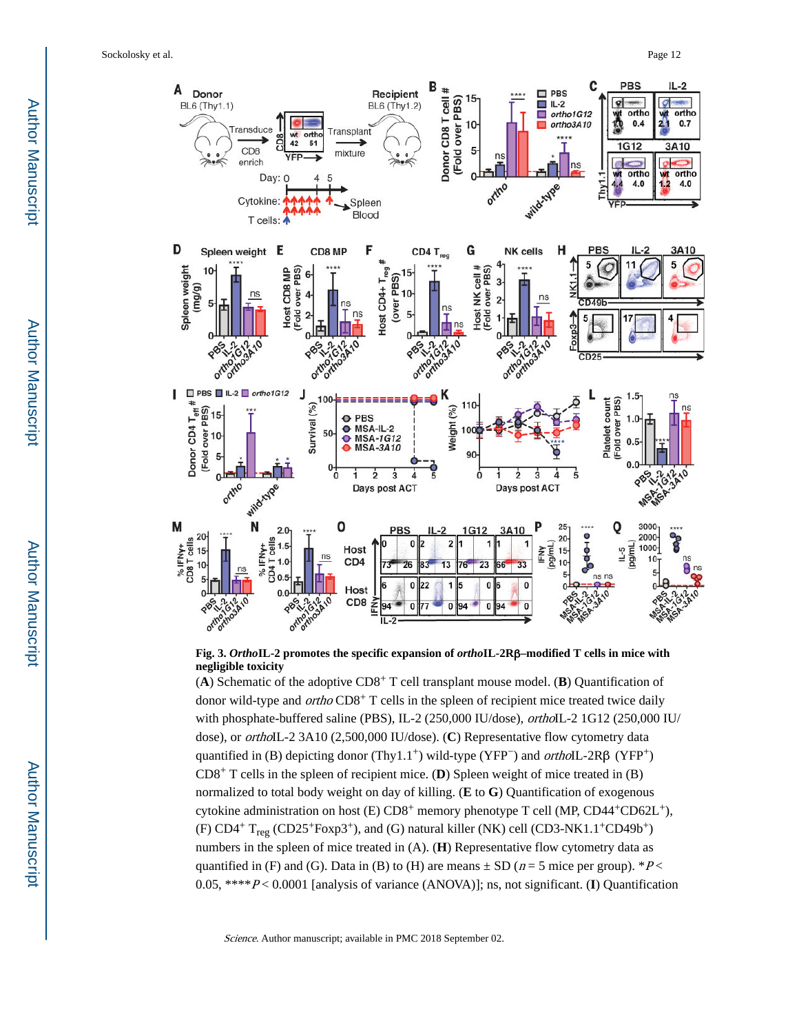**Fig. 3. *Ortho*IL-2 promotes the specific expansion of *ortho*IL-2Rβ–modified T cells in mice with negligible toxicity**

(**A**) Schematic of the adoptive $CD8^+$ T cell transplant mouse model. (**B**) Quantification of donor wild-type and *ortho* $CD8^+$ T cells in the spleen of recipient mice treated twice daily with phosphate-buffered saline (PBS), IL-2 (250,000 IU/dose), *ortho*IL-2 1G12 (250,000 IU/dose), or *ortho*IL-2 3A10 (2,500,000 IU/dose). (**C**) Representative flow cytometry data quantified in (B) depicting donor ($Thy1.1^+$) wild-type ($YFP^-$) and *ortho*IL-2Rβ ($YFP^+$) $CD8^+$ T cells in the spleen of recipient mice. (**D**) Spleen weight of mice treated in (B) normalized to total body weight on day of killing. (**E** to **G**) Quantification of exogenous cytokine administration on host (E) $CD8^+$ memory phenotype T cell (MP, $CD44^+CD62L^+$), (F) $CD4^+$ $T_{reg}$ ($CD25^+Foxp3^+$), and (G) natural killer (NK) cell ($CD3\text{-}NK1.1^+CD49b^+$) numbers in the spleen of mice treated in (A). (**H**) Representative flow cytometry data as quantified in (F) and (G). Data in (B) to (H) are means ± SD ($n = 5$ mice per group). $*P < 0.05$, $****P < 0.0001$ [analysis of variance (ANOVA)]; ns, not significant. (**I**) Quantification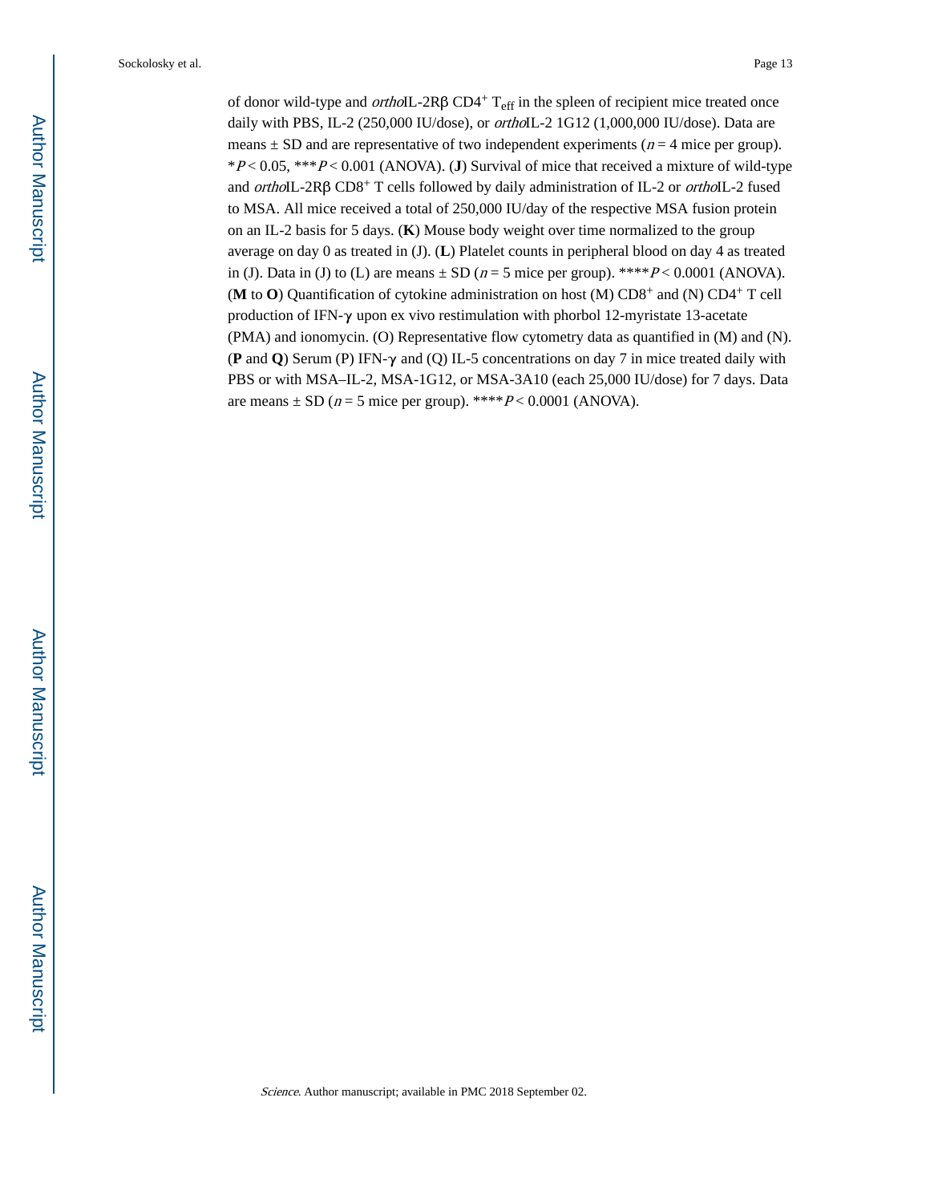of donor wild-type and *ortho*IL-2Rβ $CD4^+$ $T_{eff}$ in the spleen of recipient mice treated once daily with PBS, IL-2 (250,000 IU/dose), or *ortho*IL-2 1G12 (1,000,000 IU/dose). Data are means ± SD and are representative of two independent experiments ($n = 4$ mice per group). *$P < 0.05$, ***$P < 0.001$ (ANOVA). (**J**) Survival of mice that received a mixture of wild-type and *ortho*IL-2Rβ $CD8^+$ T cells followed by daily administration of IL-2 or *ortho*IL-2 fused to MSA. All mice received a total of 250,000 IU/day of the respective MSA fusion protein on an IL-2 basis for 5 days. (**K**) Mouse body weight over time normalized to the group average on day 0 as treated in (J). (**L**) Platelet counts in peripheral blood on day 4 as treated in (J). Data in (J) to (L) are means ± SD ($n = 5$ mice per group). ****$P < 0.0001$ (ANOVA). (**M** to **O**) Quantification of cytokine administration on host (M) $CD8^+$ and (N) $CD4^+$ T cell production of IFN-γ upon ex vivo restimulation with phorbol 12-myristate 13-acetate (PMA) and ionomycin. (O) Representative flow cytometry data as quantified in (M) and (N). (**P** and **Q**) Serum (P) IFN-γ and (Q) IL-5 concentrations on day 7 in mice treated daily with PBS or with MSA–IL-2, MSA-1G12, or MSA-3A10 (each 25,000 IU/dose) for 7 days. Data are means ± SD ($n = 5$ mice per group). ****$P < 0.0001$ (ANOVA).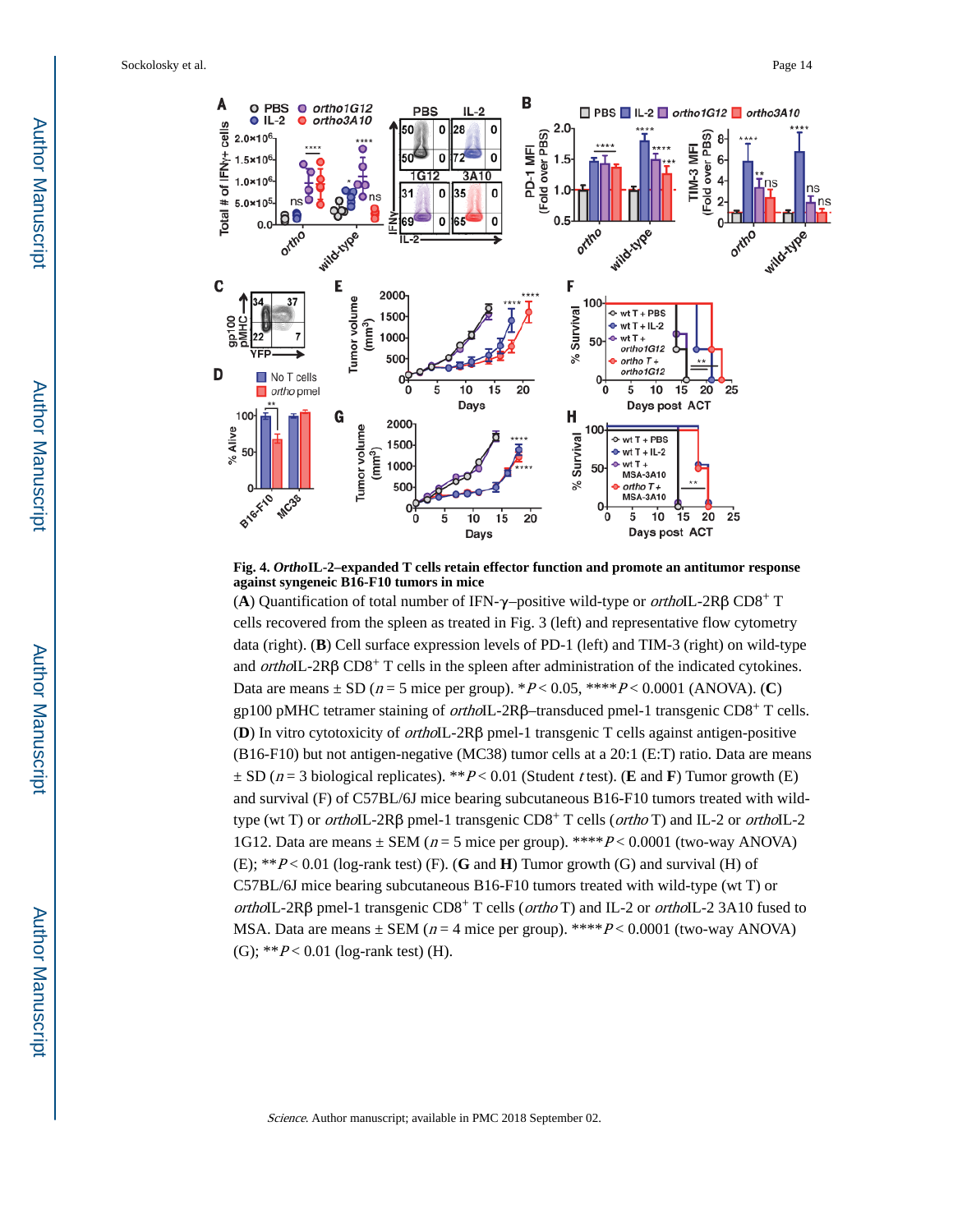A
PBS
IL-2
ortho1G12
ortho3A10
Total # of IFNγ+ cells
2.0×10^6
1.5×10^6
1.0×10^6
5.0×10^5
0.0
ns
****
****
*
ns
ortho
wild-type

PBS
IL-2
50 0
50 0
28 0
72 0
1G12
3A10
31 0
69 0
35 0
65 0
IFNγ
IL-2

B
PBS
IL-2
ortho1G12
ortho3A10
PD-1 MFI (Fold over PBS)
2.0
1.5
1.0
0.5
****
****
****
***
ortho
wild-type
TIM-3 MFI (Fold over PBS)
8
6
4
2
0
****
**
ns
****
ns
ns
ortho
wild-type

C
gp100 pMHC
YFP
34
37
22
7

D
No T cells
ortho pmel
% Alive
100
50
0
**
B16-F10
MC38

E
Tumor volume (mm³)
2000
1500
1000
500
0
0 5 10 15 20
Days
****
****

F
% Survival
100
50
0
wt T + PBS
wt T + IL-2
wt T + ortho1G12
ortho T + ortho1G12
**
0 5 10 15 20 25
Days post ACT

G
Tumor volume (mm³)
2000
1500
1000
500
0
0 5 10 15 20
Days
****
****

H
% Survival
100
50
0
wt T + PBS
wt T + IL-2
wt T + MSA-3A10
ortho T + MSA-3A10
**
0 5 10 15 20 25
Days post ACT

**Fig. 4. *Ortho*IL-2–expanded T cells retain effector function and promote an antitumor response against syngeneic B16-F10 tumors in mice**

(**A**) Quantification of total number of IFN-γ–positive wild-type or *ortho*IL-2Rβ $CD8^+$ T cells recovered from the spleen as treated in Fig. 3 (left) and representative flow cytometry data (right). (**B**) Cell surface expression levels of PD-1 (left) and TIM-3 (right) on wild-type and *ortho*IL-2Rβ $CD8^+$ T cells in the spleen after administration of the indicated cytokines. Data are means ± SD ($n = 5$ mice per group). *$P < 0.05$, ****$P < 0.0001$ (ANOVA). (**C**) gp100 pMHC tetramer staining of *ortho*IL-2Rβ–transduced pmel-1 transgenic $CD8^+$ T cells. (**D**) In vitro cytotoxicity of *ortho*IL-2Rβ pmel-1 transgenic T cells against antigen-positive (B16-F10) but not antigen-negative (MC38) tumor cells at a 20:1 (E:T) ratio. Data are means ± SD ($n = 3$ biological replicates). **$P < 0.01$ (Student *t* test). (**E** and **F**) Tumor growth (E) and survival (F) of C57BL/6J mice bearing subcutaneous B16-F10 tumors treated with wild-type (wt T) or *ortho*IL-2Rβ pmel-1 transgenic $CD8^+$ T cells (*ortho* T) and IL-2 or *ortho*IL-2 1G12. Data are means ± SEM ($n = 5$ mice per group). ****$P < 0.0001$ (two-way ANOVA) (E); **$P < 0.01$ (log-rank test) (F). (**G** and **H**) Tumor growth (G) and survival (H) of C57BL/6J mice bearing subcutaneous B16-F10 tumors treated with wild-type (wt T) or *ortho*IL-2Rβ pmel-1 transgenic $CD8^+$ T cells (*ortho* T) and IL-2 or *ortho*IL-2 3A10 fused to MSA. Data are means ± SEM ($n = 4$ mice per group). ****$P < 0.0001$ (two-way ANOVA) (G); **$P < 0.01$ (log-rank test) (H).